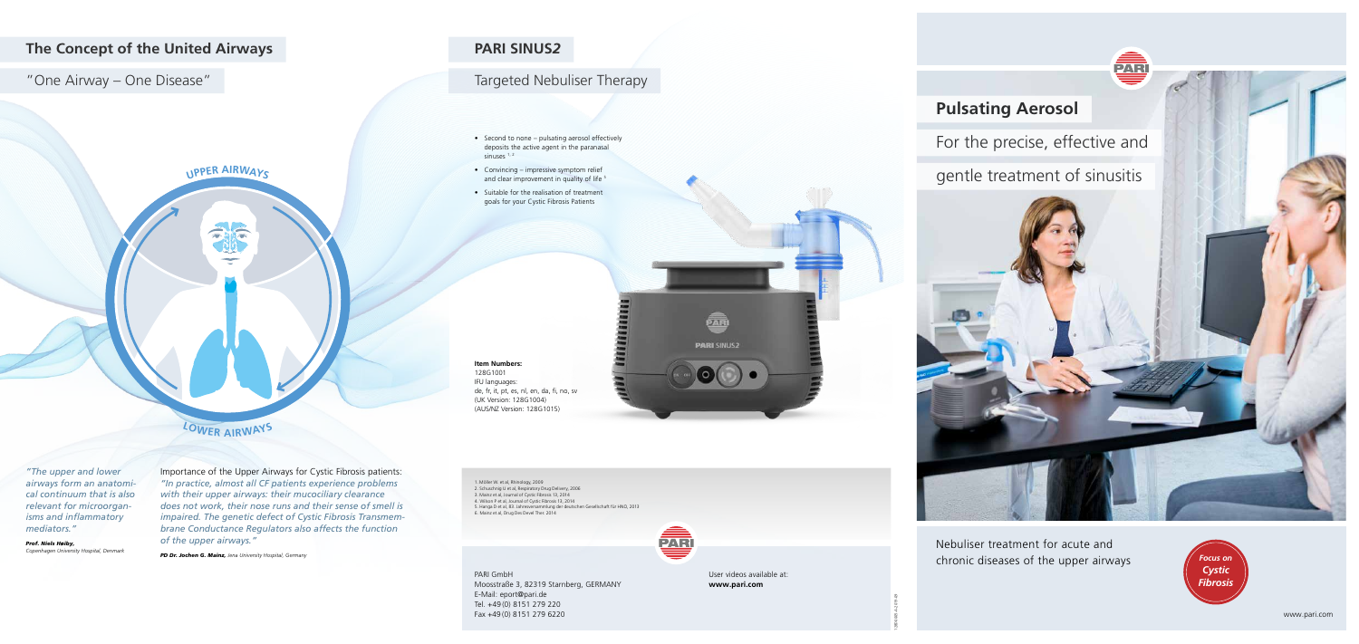## The Concept of the United Airways

"One Airway – One Disease"

UPPER AIRWAYS

LOWER AIRWAYS

*"The upper and lower airways form an anatomical continuum that is also relevant for microorganisms and inflammatory mediators."*

***Prof. Niels Høiby,*** *Copenhagen University Hospital, Denmark*

Importance of the Upper Airways for Cystic Fibrosis patients:

*"In practice, almost all CF patients experience problems with their upper airways: their mucociliary clearance does not work, their nose runs and their sense of smell is impaired. The genetic defect of Cystic Fibrosis Transmembrane Conductance Regulators also affects the function of the upper airways."*

***PD Dr. Jochen G. Mainz,*** *Jena University Hospital, Germany*

## PARI SINUS2

### Targeted Nebuliser Therapy

- Second to none – pulsating aerosol effectively deposits the active agent in the paranasal sinuses [1, 2]
- Convincing – impressive symptom relief and clear improvement in quality of life [3]
- Suitable for the realisation of treatment goals for your Cystic Fibrosis Patients

**Item Numbers:**
128G1001
IFU languages:
de, fr, it, pt, es, nl, en, da, fi, no, sv
(UK Version: 128G1004)
(AUS/NZ Version: 128G1015)

1. Möller W. et al, Rhinology, 2009
2. Schuschnig U et al, Respiratory Drug Delivery, 2006
3. Mainz et al, Journal of Cystic Fibrosis 13, 2014
4. Wilson P et al, Journal of Cystic Fibrosis 13, 2014
5. Hanga D et al, 84. Jahresversammlung der deutschen Gesellschaft für HNO, 2013
6. Mainz et al, Drug Des Devel Ther. 2014

PARI GmbH
Moosstraße 3, 82319 Starnberg, GERMANY
E-Mail: eport@pari.de
Tel. +49 (0) 8151 279 220
Fax +49 (0) 8151 279 6220

User videos available at:
**www.pari.com**

## Pulsating Aerosol

### For the precise, effective and gentle treatment of sinusitis

Nebuliser treatment for acute and chronic diseases of the upper airways

*Focus on Cystic Fibrosis*

www.pari.com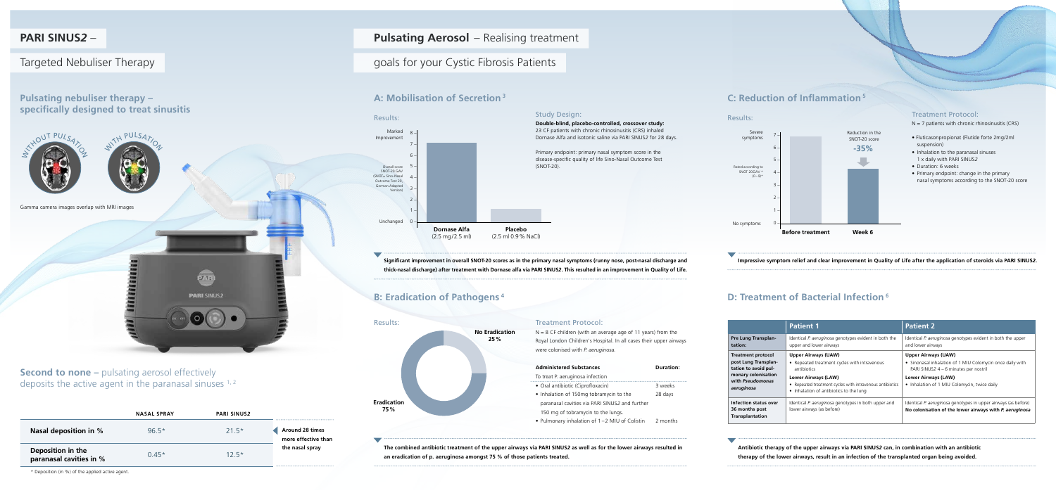# PARI SINUS2 –

## Targeted Nebuliser Therapy

### Pulsating nebuliser therapy – specifically designed to treat sinusitis

WITHOUT PULSATION

WITH PULSATION

Gamma camera images overlap with MRI images

PARI SINUS2

**Second to none –** pulsating aerosol effectively deposits the active agent in the paranasal sinuses [1, 2]

| | NASAL SPRAY | PARI SINUS2 | |
|---|---|---|---|
| **Nasal deposition in %** | 96.5* | 21.5* | **Around 28 times more effective than the nasal spray** |
| **Deposition in the paranasal cavities in %** | 0.45* | 12.5* | |

\* Deposition (in %) of the applied active agent.

# Pulsating Aerosol – Realising treatment

## goals for your Cystic Fibrosis Patients

### A: Mobilisation of Secretion [3]

Results:

Marked Improvement

Overall score SNOT-20 GAV (SNOT= Sino-Nasal Outcome Test 20, German Adapted Version)

Unchanged

8
7
6
5
4
3
2
1
0

**Dornase Alfa** (2.5 mg/2.5 ml)

**Placebo** (2.5 ml 0.9 % NaCl)

Study Design:

**Double-blind, placebo-controlled, crossover study:** 23 CF patients with chronic rhinosinusitis (CRS) inhaled Dornase Alfa and isotonic saline via PARI SINUS2 for 28 days.

Primary endpoint: primary nasal symptom score in the disease-specific quality of life Sino-Nasal Outcome Test (SNOT-20).

**Significant improvement in overall SNOT-20 scores as in the primary nasal symptoms (runny nose, post-nasal discharge and thick-nasal discharge) after treatment with Dornase alfa via PARI SINUS2. This resulted in an improvement in Quality of Life.**

### B: Eradication of Pathogens [4]

Results:

**No Eradication 25 %**

**Eradication 75 %**

Treatment Protocol:

N = 8 CF children (with an average age of 11 years) from the Royal London Children's Hospital. In all cases their upper airways were colonised with *P. aeruginosa*.

| **Administered Substances** | **Duration:** |
|---|---|
| To treat P. aeruginosa infection | |
| • Oral antibiotic (Ciprofloxacin) | 3 weeks |
| • Inhalation of 150mg tobramycin to the paranasal cavities via PARI SINUS2 and further 150 mg of tobramycin to the lungs. | 28 days |
| • Pulmonary inhalation of 1 – 2 MIU of Colistin | 2 months |

**The combined antibiotic treatment of the upper airways via PARI SINUS2 as well as for the lower airways resulted in an eradication of p. aeruginosa amongst 75 % of those patients treated.**

### C: Reduction of Inflammation [5]

Results:

Severe symptoms

Rated according to SNOT 20GAV * (0 – 8)*

No symptoms

7
6
5
4
3
2
1
0

Reduction in the SNOT-20 score

**-35%**

**Before treatment**

**Week 6**

Treatment Protocol:

N = 7 patients with chronic rhinosinusitis (CRS)

- Fluticasonpropionat (Flutide forte 2mg/2ml suspension)
- Inhalation to the paranasal sinuses 1 x daily with PARI SINUS2
- Duration: 6 weeks
- Primary endpoint: change in the primary nasal symptoms according to the SNOT-20 score

**Impressive symptom relief and clear improvement in Quality of Life after the application of steroids via PARI SINUS2.**

### D: Treatment of Bacterial Infection [6]

| | **Patient 1** | **Patient 2** |
|---|---|---|
| **Pre Lung Transplantation:** | Identical *P. aeruginosa* genotypes evident in both the upper and lower airways | Identical *P. aeruginosa* genotypes evident in both the upper and lower airways |
| **Treatment protocol post Lung Transplantation to avoid pulmonary colonisation with *Pseudomonas aeruginosa*** | **Upper Airways (UAW)**<br>• Repeated treatment cycles with intravenous antibiotics<br>**Lower Airways (LAW)**<br>• Repeated treatment cycles with intravenous antibiotics<br>• Inhalation of antibiotics to the lung | **Upper Airways (UAW)**<br>• Sinonasal inhalation of 1 MIU Colomycin once daily with PARI SINUS2 4 – 6 minutes per nostril<br>**Lower Airways (LAW)**<br>• Inhalation of 1 MIU Colomycin, twice daily |
| **Infection status over 36 months post Transplantation** | Identical *P. aeruginosa* genotypes in both upper and lower airways (as before) | Identical *P. aeruginosa* genotypes in upper airways (as before)<br>**No colonisation of the lower airways with *P. aeruginosa*** |

**Antibiotic therapy of the upper airways via PARI SINUS2 can, in combination with an antibiotic therapy of the lower airways, result in an infection of the transplanted organ being avoided.**